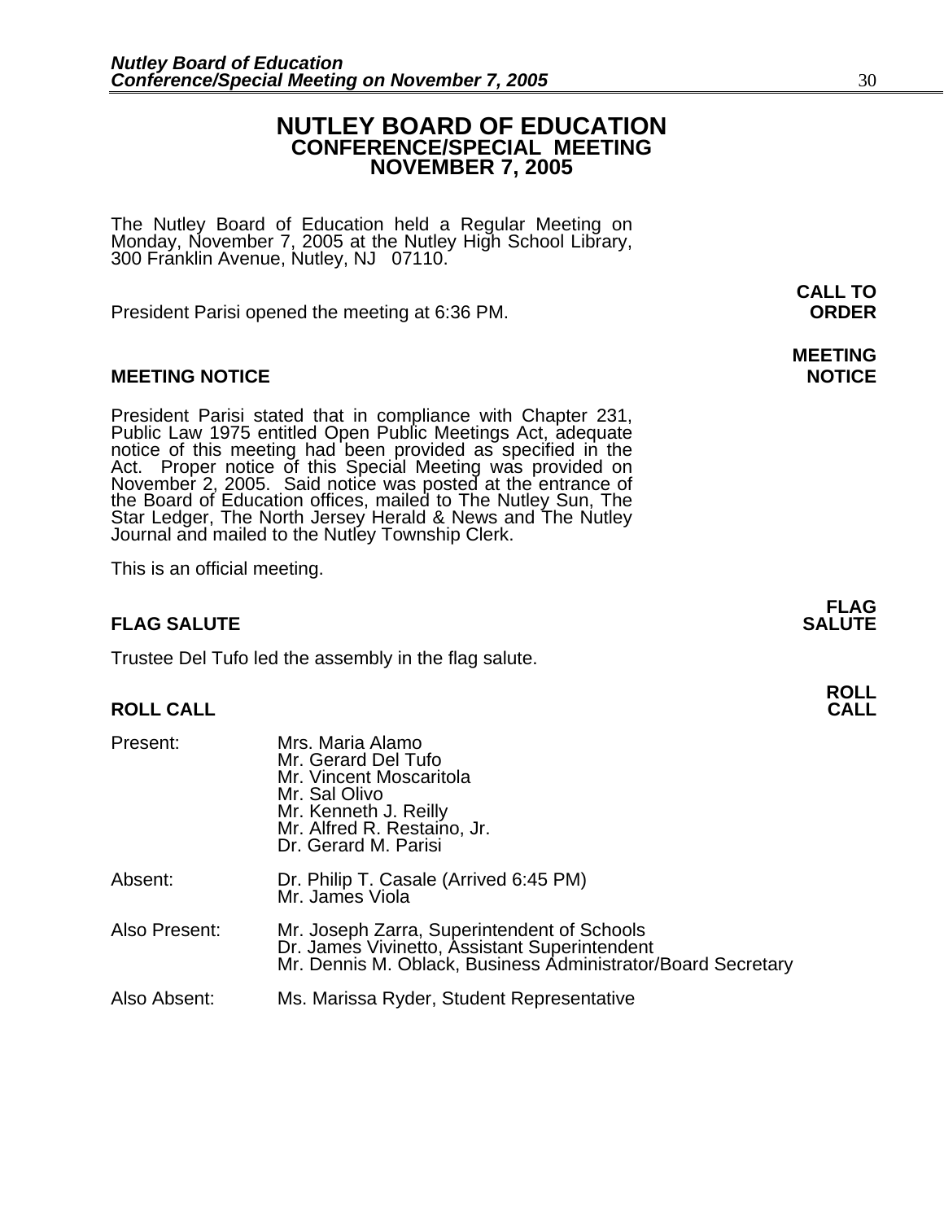# NUTLEY BOARD OF EDUCATION
## CONFERENCE/SPECIAL MEETING
## NOVEMBER 7, 2005

The Nutley Board of Education held a Regular Meeting on Monday, November 7, 2005 at the Nutley High School Library, 300 Franklin Avenue, Nutley, NJ 07110.

**CALL TO ORDER**

President Parisi opened the meeting at 6:36 PM.

**MEETING NOTICE**

President Parisi stated that in compliance with Chapter 231, Public Law 1975 entitled Open Public Meetings Act, adequate notice of this meeting had been provided as specified in the Act. Proper notice of this Special Meeting was provided on November 2, 2005. Said notice was posted at the entrance of the Board of Education offices, mailed to The Nutley Sun, The Star Ledger, The North Jersey Herald & News and The Nutley Journal and mailed to the Nutley Township Clerk.

This is an official meeting.

**FLAG SALUTE**

Trustee Del Tufo led the assembly in the flag salute.

**ROLL CALL**

Present:
- Mrs. Maria Alamo
- Mr. Gerard Del Tufo
- Mr. Vincent Moscaritola
- Mr. Sal Olivo
- Mr. Kenneth J. Reilly
- Mr. Alfred R. Restaino, Jr.
- Dr. Gerard M. Parisi

Absent:
- Dr. Philip T. Casale (Arrived 6:45 PM)
- Mr. James Viola

Also Present:
- Mr. Joseph Zarra, Superintendent of Schools
- Dr. James Vivinetto, Assistant Superintendent
- Mr. Dennis M. Oblack, Business Administrator/Board Secretary

Also Absent:
- Ms. Marissa Ryder, Student Representative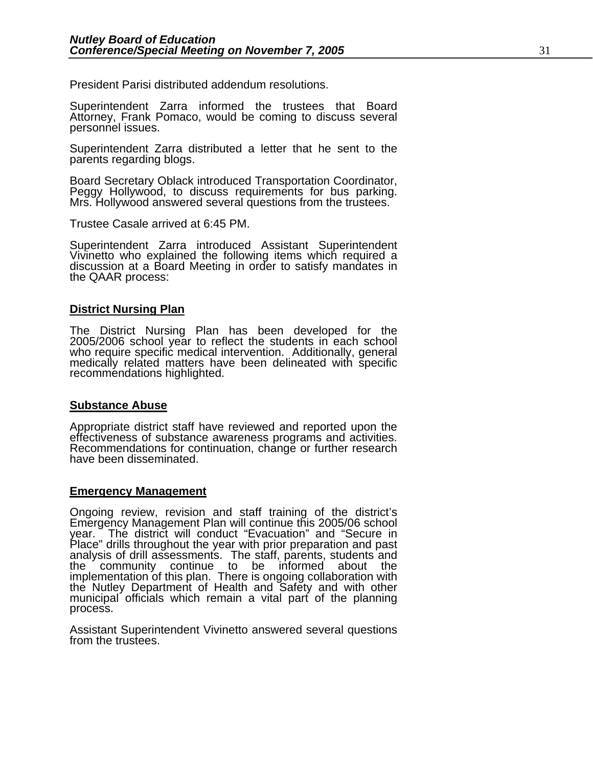President Parisi distributed addendum resolutions.

Superintendent Zarra informed the trustees that Board Attorney, Frank Pomaco, would be coming to discuss several personnel issues.

Superintendent Zarra distributed a letter that he sent to the parents regarding blogs.

Board Secretary Oblack introduced Transportation Coordinator, Peggy Hollywood, to discuss requirements for bus parking. Mrs. Hollywood answered several questions from the trustees.

Trustee Casale arrived at 6:45 PM.

Superintendent Zarra introduced Assistant Superintendent Vivinetto who explained the following items which required a discussion at a Board Meeting in order to satisfy mandates in the QAAR process:

**District Nursing Plan**

The District Nursing Plan has been developed for the 2005/2006 school year to reflect the students in each school who require specific medical intervention. Additionally, general medically related matters have been delineated with specific recommendations highlighted.

**Substance Abuse**

Appropriate district staff have reviewed and reported upon the effectiveness of substance awareness programs and activities. Recommendations for continuation, change or further research have been disseminated.

**Emergency Management**

Ongoing review, revision and staff training of the district's Emergency Management Plan will continue this 2005/06 school year. The district will conduct "Evacuation" and "Secure in Place" drills throughout the year with prior preparation and past analysis of drill assessments. The staff, parents, students and the community continue to be informed about the implementation of this plan. There is ongoing collaboration with the Nutley Department of Health and Safety and with other municipal officials which remain a vital part of the planning process.

Assistant Superintendent Vivinetto answered several questions from the trustees.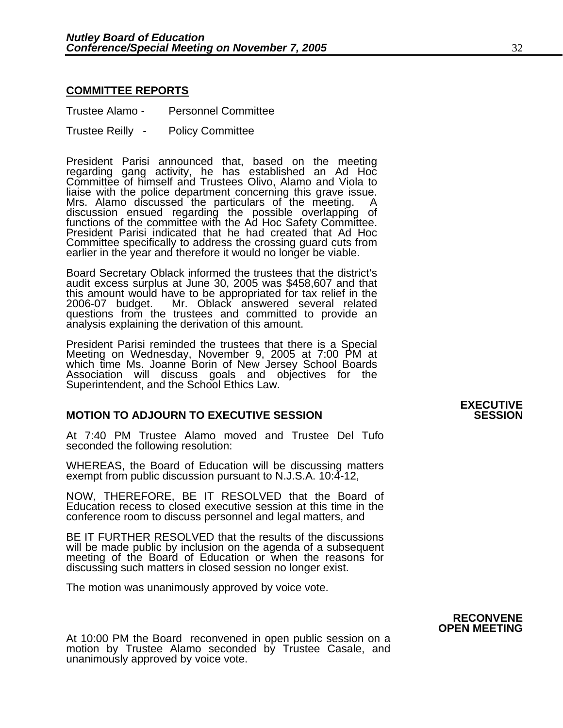**COMMITTEE REPORTS**

Trustee Alamo - Personnel Committee

Trustee Reilly - Policy Committee

President Parisi announced that, based on the meeting regarding gang activity, he has established an Ad Hoc Committee of himself and Trustees Olivo, Alamo and Viola to liaise with the police department concerning this grave issue. Mrs. Alamo discussed the particulars of the meeting. A discussion ensued regarding the possible overlapping of functions of the committee with the Ad Hoc Safety Committee. President Parisi indicated that he had created that Ad Hoc Committee specifically to address the crossing guard cuts from earlier in the year and therefore it would no longer be viable.

Board Secretary Oblack informed the trustees that the district's audit excess surplus at June 30, 2005 was $458,607 and that this amount would have to be appropriated for tax relief in the 2006-07 budget. Mr. Oblack answered several related questions from the trustees and committed to provide an analysis explaining the derivation of this amount.

President Parisi reminded the trustees that there is a Special Meeting on Wednesday, November 9, 2005 at 7:00 PM at which time Ms. Joanne Borin of New Jersey School Boards Association will discuss goals and objectives for the Superintendent, and the School Ethics Law.

**EXECUTIVE SESSION**

**MOTION TO ADJOURN TO EXECUTIVE SESSION**

At 7:40 PM Trustee Alamo moved and Trustee Del Tufo seconded the following resolution:

WHEREAS, the Board of Education will be discussing matters exempt from public discussion pursuant to N.J.S.A. 10:4-12,

NOW, THEREFORE, BE IT RESOLVED that the Board of Education recess to closed executive session at this time in the conference room to discuss personnel and legal matters, and

BE IT FURTHER RESOLVED that the results of the discussions will be made public by inclusion on the agenda of a subsequent meeting of the Board of Education or when the reasons for discussing such matters in closed session no longer exist.

The motion was unanimously approved by voice vote.

**RECONVENE OPEN MEETING**

At 10:00 PM the Board reconvened in open public session on a motion by Trustee Alamo seconded by Trustee Casale, and unanimously approved by voice vote.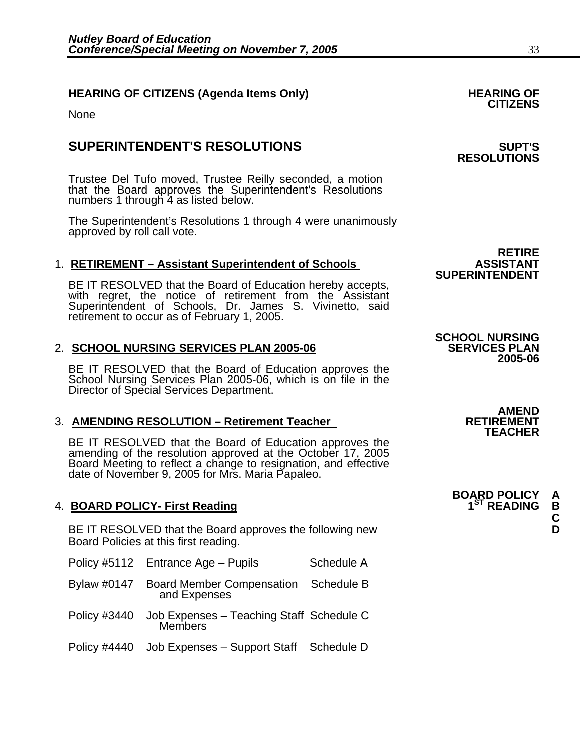**HEARING OF CITIZENS (Agenda Items Only)** **HEARING OF CITIZENS**

None

## SUPERINTENDENT'S RESOLUTIONS

**SUPT'S RESOLUTIONS**

Trustee Del Tufo moved, Trustee Reilly seconded, a motion that the Board approves the Superintendent's Resolutions numbers 1 through 4 as listed below.

The Superintendent's Resolutions 1 through 4 were unanimously approved by roll call vote.

**RETIRE ASSISTANT SUPERINTENDENT**

1. **RETIREMENT – Assistant Superintendent of Schools**

   BE IT RESOLVED that the Board of Education hereby accepts, with regret, the notice of retirement from the Assistant Superintendent of Schools, Dr. James S. Vivinetto, said retirement to occur as of February 1, 2005.

**SCHOOL NURSING SERVICES PLAN 2005-06**

2. **SCHOOL NURSING SERVICES PLAN 2005-06**

   BE IT RESOLVED that the Board of Education approves the School Nursing Services Plan 2005-06, which is on file in the Director of Special Services Department.

**AMEND RETIREMENT TEACHER**

3. **AMENDING RESOLUTION – Retirement Teacher**

   BE IT RESOLVED that the Board of Education approves the amending of the resolution approved at the October 17, 2005 Board Meeting to reflect a change to resignation, and effective date of November 9, 2005 for Mrs. Maria Papaleo.

**BOARD POLICY 1ST READING** **A B C D**

4. **BOARD POLICY- First Reading**

   BE IT RESOLVED that the Board approves the following new Board Policies at this first reading.

| | | |
|---|---|---|
| Policy #5112 | Entrance Age – Pupils | Schedule A |
| Bylaw #0147 | Board Member Compensation and Expenses | Schedule B |
| Policy #3440 | Job Expenses – Teaching Staff Members | Schedule C |
| Policy #4440 | Job Expenses – Support Staff | Schedule D |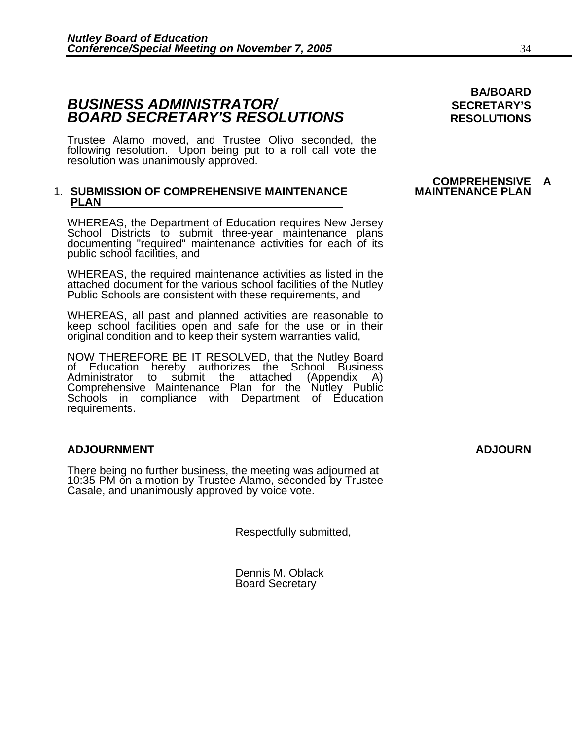## *BUSINESS ADMINISTRATOR/ BOARD SECRETARY'S RESOLUTIONS*

**BA/BOARD SECRETARY'S RESOLUTIONS**

Trustee Alamo moved, and Trustee Olivo seconded, the following resolution. Upon being put to a roll call vote the resolution was unanimously approved.

**COMPREHENSIVE A MAINTENANCE PLAN**

1. **SUBMISSION OF COMPREHENSIVE MAINTENANCE PLAN**

WHEREAS, the Department of Education requires New Jersey School Districts to submit three-year maintenance plans documenting "required" maintenance activities for each of its public school facilities, and

WHEREAS, the required maintenance activities as listed in the attached document for the various school facilities of the Nutley Public Schools are consistent with these requirements, and

WHEREAS, all past and planned activities are reasonable to keep school facilities open and safe for the use or in their original condition and to keep their system warranties valid,

NOW THEREFORE BE IT RESOLVED, that the Nutley Board of Education hereby authorizes the School Business Administrator to submit the attached (Appendix A) Comprehensive Maintenance Plan for the Nutley Public Schools in compliance with Department of Education requirements.

**ADJOURNMENT** **ADJOURN**

There being no further business, the meeting was adjourned at 10:35 PM on a motion by Trustee Alamo, seconded by Trustee Casale, and unanimously approved by voice vote.

Respectfully submitted,

Dennis M. Oblack
Board Secretary